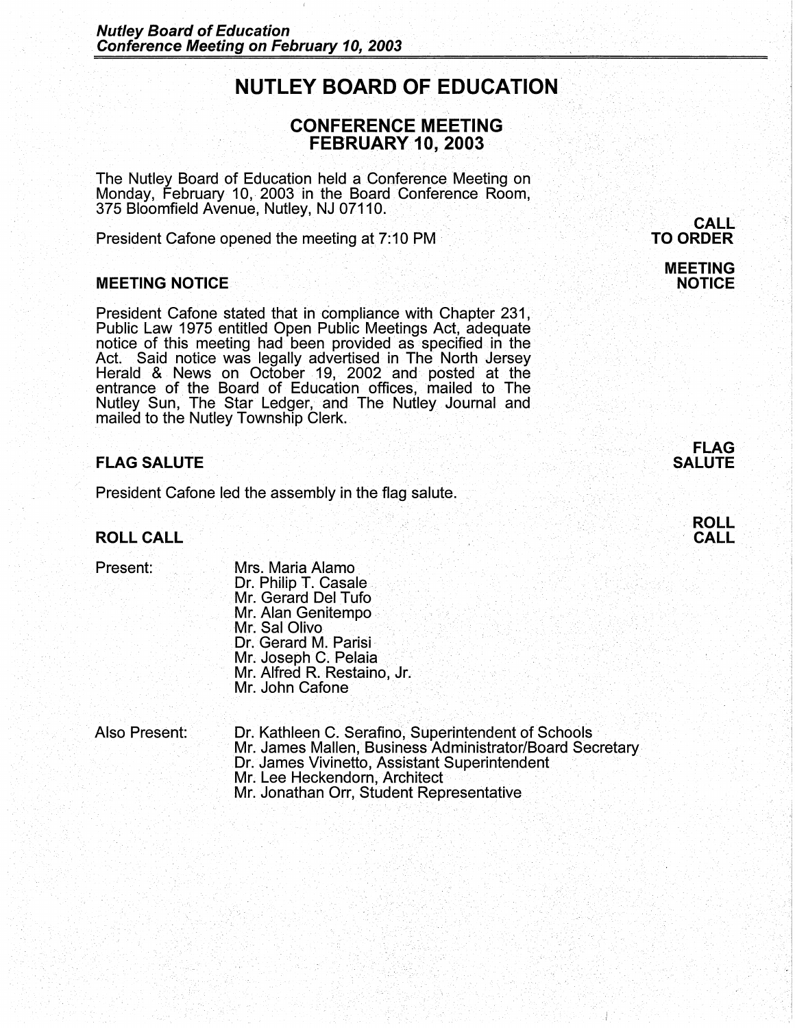# NUTLEY BOARD OF EDUCATION

## CONFERENCE MEETING
## FEBRUARY 10, 2003

The Nutley Board of Education held a Conference Meeting on Monday, February 10, 2003 in the Board Conference Room, 375 Bloomfield Avenue, Nutley, NJ 07110.

**CALL TO ORDER**

President Cafone opened the meeting at 7:10 PM

### MEETING NOTICE

President Cafone stated that in compliance with Chapter 231, Public Law 1975 entitled Open Public Meetings Act, adequate notice of this meeting had been provided as specified in the Act. Said notice was legally advertised in The North Jersey Herald & News on October 19, 2002 and posted at the entrance of the Board of Education offices, mailed to The Nutley Sun, The Star Ledger, and The Nutley Journal and mailed to the Nutley Township Clerk.

### FLAG SALUTE

President Cafone led the assembly in the flag salute.

### ROLL CALL

Present:

Mrs. Maria Alamo
Dr. Philip T. Casale
Mr. Gerard Del Tufo
Mr. Alan Genitempo
Mr. Sal Olivo
Dr. Gerard M. Parisi
Mr. Joseph C. Pelaia
Mr. Alfred R. Restaino, Jr.
Mr. John Cafone

Also Present:

Dr. Kathleen C. Serafino, Superintendent of Schools
Mr. James Mallen, Business Administrator/Board Secretary
Dr. James Vivinetto, Assistant Superintendent
Mr. Lee Heckendorn, Architect
Mr. Jonathan Orr, Student Representative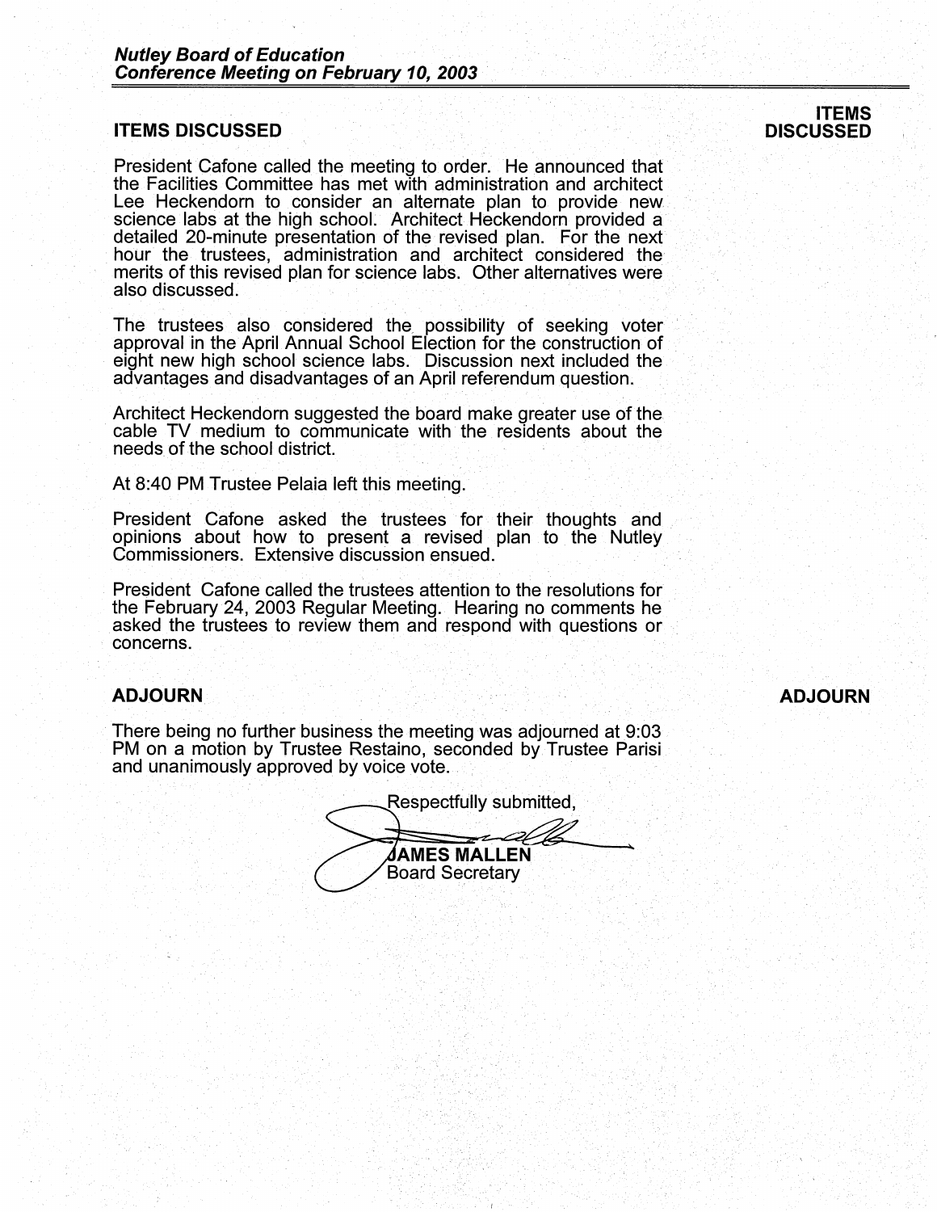## ITEMS DISCUSSED

President Cafone called the meeting to order. He announced that the Facilities Committee has met with administration and architect Lee Heckendorn to consider an alternate plan to provide new science labs at the high school. Architect Heckendorn provided a detailed 20-minute presentation of the revised plan. For the next hour the trustees, administration and architect considered the merits of this revised plan for science labs. Other alternatives were also discussed.

The trustees also considered the possibility of seeking voter approval in the April Annual School Election for the construction of eight new high school science labs. Discussion next included the advantages and disadvantages of an April referendum question.

Architect Heckendorn suggested the board make greater use of the cable TV medium to communicate with the residents about the needs of the school district.

At 8:40 PM Trustee Pelaia left this meeting.

President Cafone asked the trustees for their thoughts and opinions about how to present a revised plan to the Nutley Commissioners. Extensive discussion ensued.

President Cafone called the trustees attention to the resolutions for the February 24, 2003 Regular Meeting. Hearing no comments he asked the trustees to review them and respond with questions or concerns.

## ADJOURN

There being no further business the meeting was adjourned at 9:03 PM on a motion by Trustee Restaino, seconded by Trustee Parisi and unanimously approved by voice vote.

Respectfully submitted,

**JAMES MALLEN**
Board Secretary